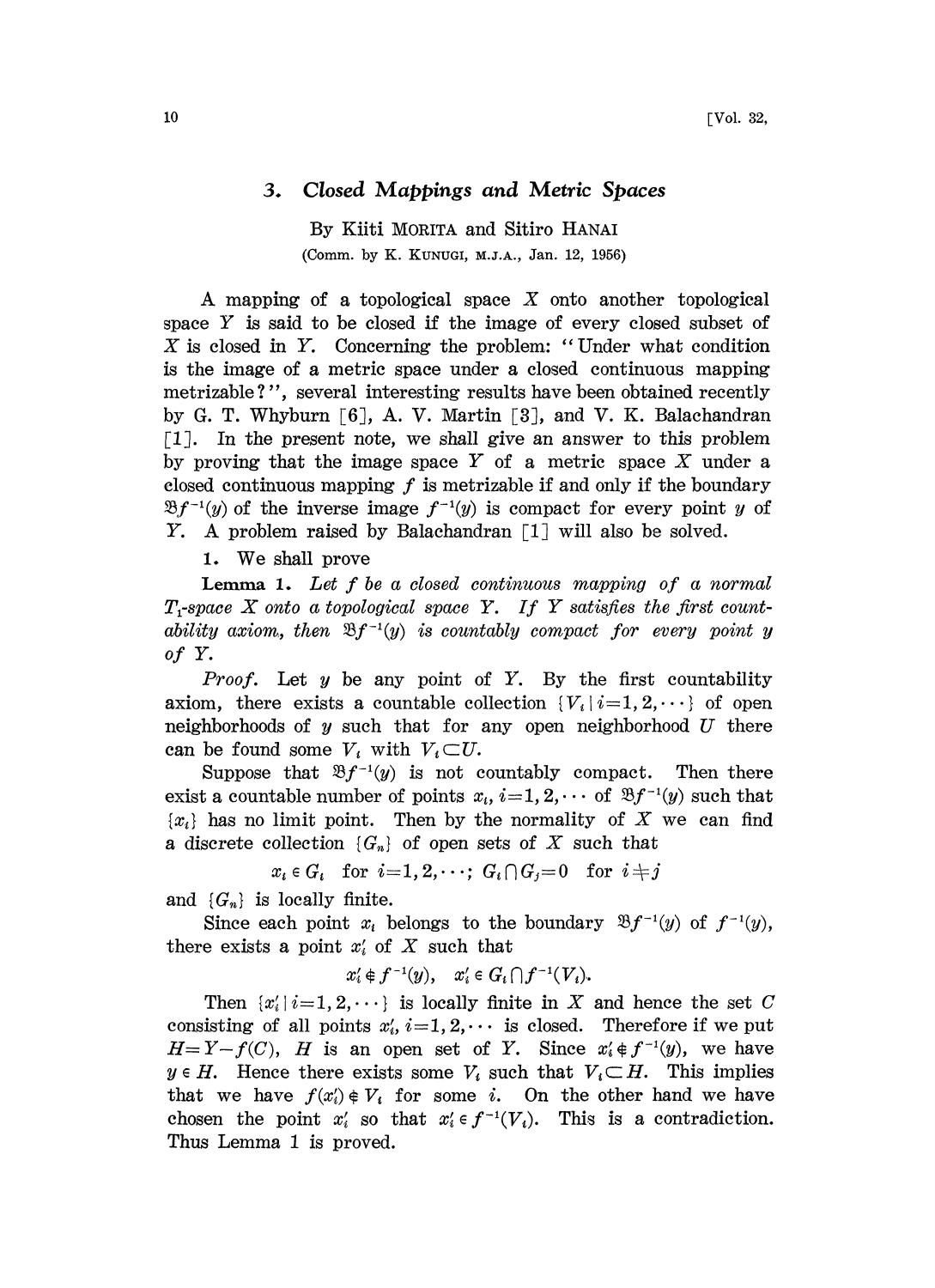# 3. Closed Mappings and Metric Spaces

By Kiiti MORITA and Sitiro HANAI

(Comm. by K. KUNUGI, M.J.A., Jan. 12, 1956)

A mapping of a topological space $X$ onto another topological space $Y$ is said to be closed if the image of every closed subset of $X$ is closed in $Y$. Concerning the problem: "Under what condition is the image of a metric space under a closed continuous mapping metrizable?", several interesting results have been obtained recently by G. T. Whyburn [6], A. V. Martin [3], and V. K. Balachandran [1]. In the present note, we shall give an answer to this problem by proving that the image space $Y$ of a metric space $X$ under a closed continuous mapping $f$ is metrizable if and only if the boundary $\mathfrak{B}f^{-1}(y)$ of the inverse image $f^{-1}(y)$ is compact for every point $y$ of $Y$. A problem raised by Balachandran [1] will also be solved.

**1.** We shall prove

**Lemma 1.** *Let $f$ be a closed continuous mapping of a normal $T_1$-space $X$ onto a topological space $Y$. If $Y$ satisfies the first countability axiom, then $\mathfrak{B}f^{-1}(y)$ is countably compact for every point $y$ of $Y$.*

*Proof.* Let $y$ be any point of $Y$. By the first countability axiom, there exists a countable collection $\{V_i \mid i=1,2,\cdots\}$ of open neighborhoods of $y$ such that for any open neighborhood $U$ there can be found some $V_i$ with $V_i \subset U$.

Suppose that $\mathfrak{B}f^{-1}(y)$ is not countably compact. Then there exist a countable number of points $x_i$, $i=1,2,\cdots$ of $\mathfrak{B}f^{-1}(y)$ such that $\{x_i\}$ has no limit point. Then by the normality of $X$ we can find a discrete collection $\{G_n\}$ of open sets of $X$ such that

$$x_i \in G_i \quad \text{for } i=1,2,\cdots; \; G_i \cap G_j = 0 \quad \text{for } i \neq j$$

and $\{G_n\}$ is locally finite.

Since each point $x_i$ belongs to the boundary $\mathfrak{B}f^{-1}(y)$ of $f^{-1}(y)$, there exists a point $x_i'$ of $X$ such that

$$x_i' \notin f^{-1}(y), \quad x_i' \in G_i \cap f^{-1}(V_i).$$

Then $\{x_i' \mid i=1,2,\cdots\}$ is locally finite in $X$ and hence the set $C$ consisting of all points $x_i'$, $i=1,2,\cdots$ is closed. Therefore if we put $H=Y-f(C)$, $H$ is an open set of $Y$. Since $x_i' \notin f^{-1}(y)$, we have $y \in H$. Hence there exists some $V_i$ such that $V_i \subset H$. This implies that we have $f(x_i') \notin V_i$ for some $i$. On the other hand we have chosen the point $x_i'$ so that $x_i' \in f^{-1}(V_i)$. This is a contradiction. Thus Lemma 1 is proved.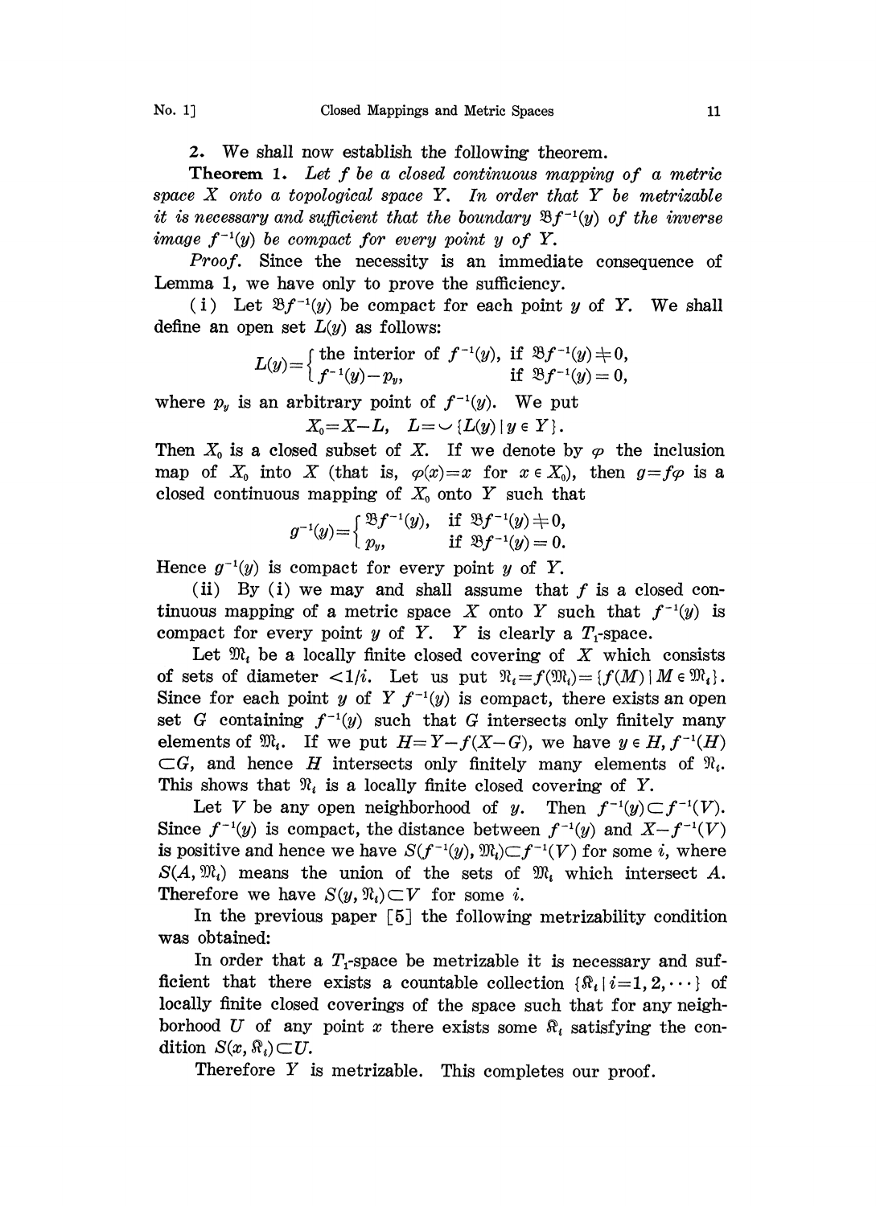2. We shall now establish the following theorem.

**Theorem 1.** *Let $f$ be a closed continuous mapping of a metric space $X$ onto a topological space $Y$. In order that $Y$ be metrizable it is necessary and sufficient that the boundary $\mathfrak{B}f^{-1}(y)$ of the inverse image $f^{-1}(y)$ be compact for every point $y$ of $Y$.*

*Proof.* Since the necessity is an immediate consequence of Lemma 1, we have only to prove the sufficiency.

(i) Let $\mathfrak{B}f^{-1}(y)$ be compact for each point $y$ of $Y$. We shall define an open set $L(y)$ as follows:

$$L(y)=\begin{cases}\text{the interior of } f^{-1}(y), & \text{if } \mathfrak{B}f^{-1}(y)\neq 0,\\ f^{-1}(y)-p_y, & \text{if } \mathfrak{B}f^{-1}(y)=0,\end{cases}$$

where $p_y$ is an arbitrary point of $f^{-1}(y)$. We put

$$X_0=X-L, \quad L=\smile\{L(y)\mid y\in Y\}.$$

Then $X_0$ is a closed subset of $X$. If we denote by $\varphi$ the inclusion map of $X_0$ into $X$ (that is, $\varphi(x)=x$ for $x\in X_0$), then $g=f\varphi$ is a closed continuous mapping of $X_0$ onto $Y$ such that

$$g^{-1}(y)=\begin{cases}\mathfrak{B}f^{-1}(y), & \text{if } \mathfrak{B}f^{-1}(y)\neq 0,\\ p_y, & \text{if } \mathfrak{B}f^{-1}(y)=0.\end{cases}$$

Hence $g^{-1}(y)$ is compact for every point $y$ of $Y$.

(ii) By (i) we may and shall assume that $f$ is a closed continuous mapping of a metric space $X$ onto $Y$ such that $f^{-1}(y)$ is compact for every point $y$ of $Y$. $Y$ is clearly a $T_1$-space.

Let $\mathfrak{M}_i$ be a locally finite closed covering of $X$ which consists of sets of diameter $<1/i$. Let us put $\mathfrak{N}_i=f(\mathfrak{M}_i)=\{f(M)\mid M\in\mathfrak{M}_i\}$. Since for each point $y$ of $Y$ $f^{-1}(y)$ is compact, there exists an open set $G$ containing $f^{-1}(y)$ such that $G$ intersects only finitely many elements of $\mathfrak{M}_i$. If we put $H=Y-f(X-G)$, we have $y\in H$, $f^{-1}(H)\subset G$, and hence $H$ intersects only finitely many elements of $\mathfrak{N}_i$. This shows that $\mathfrak{N}_i$ is a locally finite closed covering of $Y$.

Let $V$ be any open neighborhood of $y$. Then $f^{-1}(y)\subset f^{-1}(V)$. Since $f^{-1}(y)$ is compact, the distance between $f^{-1}(y)$ and $X-f^{-1}(V)$ is positive and hence we have $S(f^{-1}(y),\mathfrak{M}_i)\subset f^{-1}(V)$ for some $i$, where $S(A,\mathfrak{M}_i)$ means the union of the sets of $\mathfrak{M}_i$ which intersect $A$. Therefore we have $S(y,\mathfrak{N}_i)\subset V$ for some $i$.

In the previous paper [5] the following metrizability condition was obtained:

In order that a $T_1$-space be metrizable it is necessary and sufficient that there exists a countable collection $\{\mathfrak{R}_i\mid i=1,2,\cdots\}$ of locally finite closed coverings of the space such that for any neighborhood $U$ of any point $x$ there exists some $\mathfrak{R}_i$ satisfying the condition $S(x,\mathfrak{R}_i)\subset U$.

Therefore $Y$ is metrizable. This completes our proof.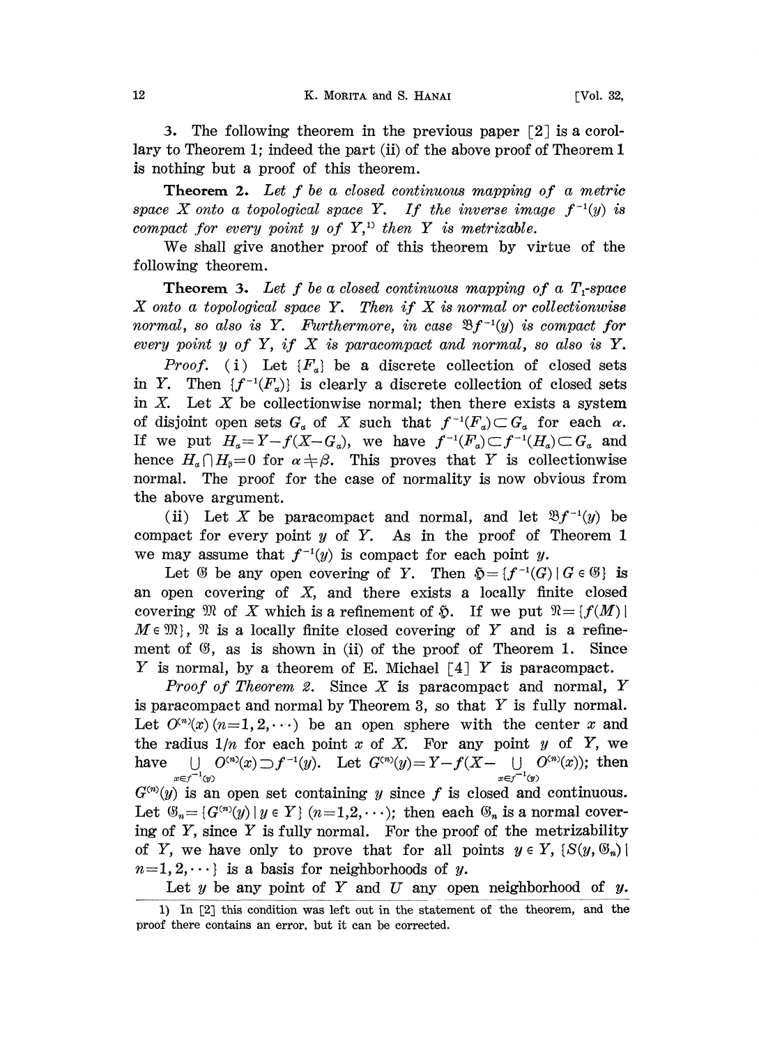3. The following theorem in the previous paper [2] is a corollary to Theorem 1; indeed the part (ii) of the above proof of Theorem 1 is nothing but a proof of this theorem.

**Theorem 2.** *Let $f$ be a closed continuous mapping of a metric space $X$ onto a topological space $Y$. If the inverse image $f^{-1}(y)$ is compact for every point $y$ of $Y$,*[1] *then $Y$ is metrizable.*

We shall give another proof of this theorem by virtue of the following theorem.

**Theorem 3.** *Let $f$ be a closed continuous mapping of a $T_1$-space $X$ onto a topological space $Y$. Then if $X$ is normal or collectionwise normal, so also is $Y$. Furthermore, in case $\mathfrak{B}f^{-1}(y)$ is compact for every point $y$ of $Y$, if $X$ is paracompact and normal, so also is $Y$.*

*Proof.* (i) Let $\{F_\alpha\}$ be a discrete collection of closed sets in $Y$. Then $\{f^{-1}(F_\alpha)\}$ is clearly a discrete collection of closed sets in $X$. Let $X$ be collectionwise normal; then there exists a system of disjoint open sets $G_\alpha$ of $X$ such that $f^{-1}(F_\alpha)\subset G_\alpha$ for each $\alpha$. If we put $H_\alpha = Y - f(X-G_\alpha)$, we have $f^{-1}(F_\alpha)\subset f^{-1}(H_\alpha)\subset G_\alpha$ and hence $H_\alpha \cap H_\beta = 0$ for $\alpha \neq \beta$. This proves that $Y$ is collectionwise normal. The proof for the case of normality is now obvious from the above argument.

(ii) Let $X$ be paracompact and normal, and let $\mathfrak{B}f^{-1}(y)$ be compact for every point $y$ of $Y$. As in the proof of Theorem 1 we may assume that $f^{-1}(y)$ is compact for each point $y$.

Let $\mathfrak{G}$ be any open covering of $Y$. Then $\mathfrak{H}=\{f^{-1}(G)\mid G\in\mathfrak{G}\}$ is an open covering of $X$, and there exists a locally finite closed covering $\mathfrak{M}$ of $X$ which is a refinement of $\mathfrak{H}$. If we put $\mathfrak{N}=\{f(M)\mid M\in\mathfrak{M}\}$, $\mathfrak{N}$ is a locally finite closed covering of $Y$ and is a refinement of $\mathfrak{G}$, as is shown in (ii) of the proof of Theorem 1. Since $Y$ is normal, by a theorem of E. Michael [4] $Y$ is paracompact.

*Proof of Theorem 2.* Since $X$ is paracompact and normal, $Y$ is paracompact and normal by Theorem 3, so that $Y$ is fully normal. Let $O^{(n)}(x)$ $(n=1,2,\cdots)$ be an open sphere with the center $x$ and the radius $1/n$ for each point $x$ of $X$. For any point $y$ of $Y$, we have $\bigcup_{x\in f^{-1}(y)} O^{(n)}(x)\supset f^{-1}(y)$. Let $G^{(n)}(y)=Y-f(X-\bigcup_{x\in f^{-1}(y)} O^{(n)}(x))$; then $G^{(n)}(y)$ is an open set containing $y$ since $f$ is closed and continuous. Let $\mathfrak{G}_n=\{G^{(n)}(y)\mid y\in Y\}$ $(n=1,2,\cdots)$; then each $\mathfrak{G}_n$ is a normal covering of $Y$, since $Y$ is fully normal. For the proof of the metrizability of $Y$, we have only to prove that for all points $y\in Y$, $\{S(y,\mathfrak{G}_n)\mid n=1,2,\cdots\}$ is a basis for neighborhoods of $y$.

Let $y$ be any point of $Y$ and $U$ any open neighborhood of $y$.

---

1) In [2] this condition was left out in the statement of the theorem, and the proof there contains an error, but it can be corrected.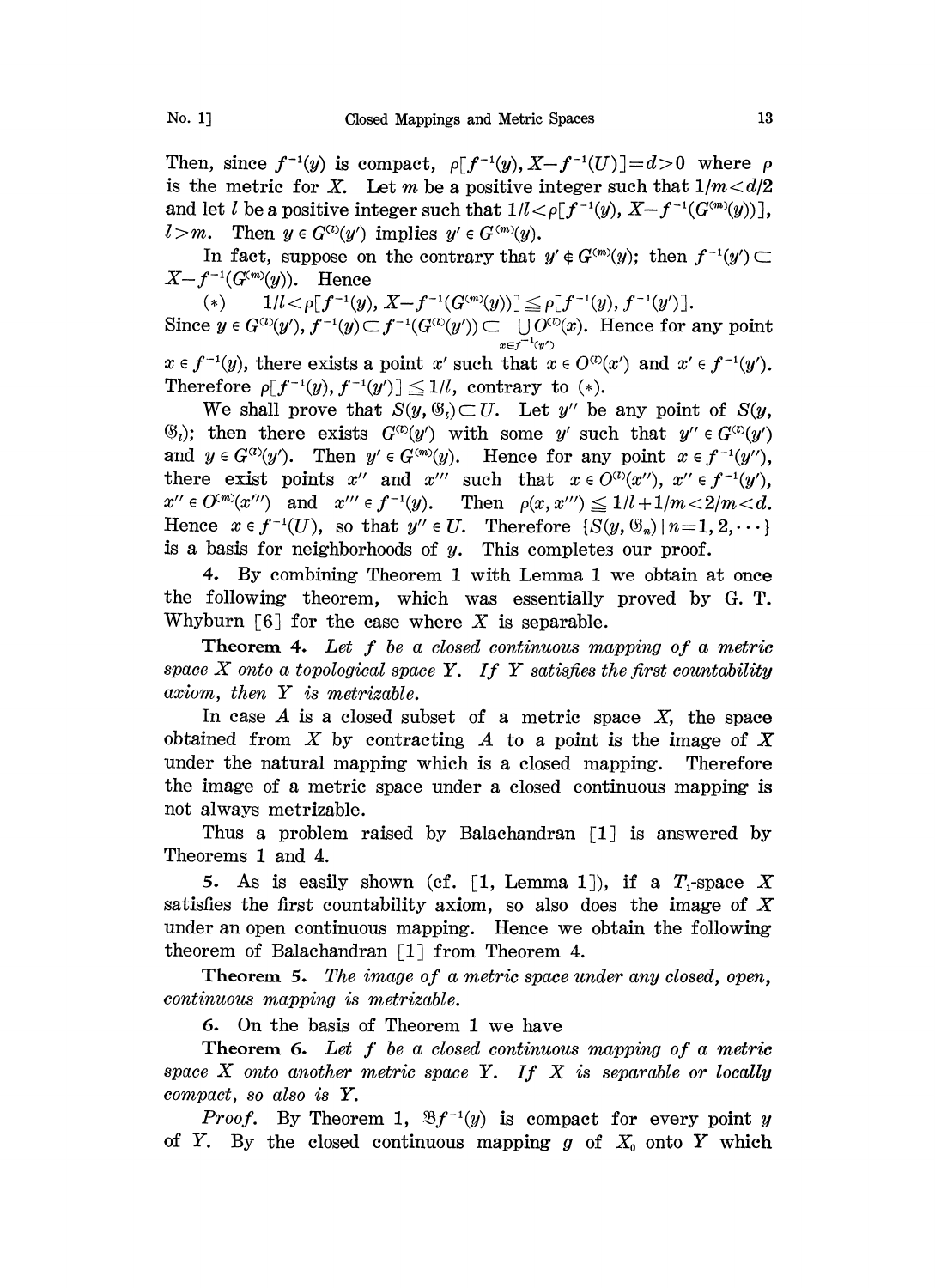Then, since $f^{-1}(y)$ is compact, $\rho[f^{-1}(y), X-f^{-1}(U)]=d>0$ where $\rho$ is the metric for $X$. Let $m$ be a positive integer such that $1/m<d/2$ and let $l$ be a positive integer such that $1/l<\rho[f^{-1}(y), X-f^{-1}(G^{(m)}(y))]$, $l>m$. Then $y \in G^{(l)}(y')$ implies $y' \in G^{(m)}(y)$.

In fact, suppose on the contrary that $y' \notin G^{(m)}(y)$; then $f^{-1}(y') \subset X-f^{-1}(G^{(m)}(y))$. Hence

(*) $\quad 1/l<\rho[f^{-1}(y), X-f^{-1}(G^{(m)}(y))] \leqq \rho[f^{-1}(y), f^{-1}(y')]$.

Since $y \in G^{(l)}(y')$, $f^{-1}(y) \subset f^{-1}(G^{(l)}(y')) \subset \bigcup_{x \in f^{-1}(y')} O^{(l)}(x)$. Hence for any point $x \in f^{-1}(y)$, there exists a point $x'$ such that $x \in O^{(l)}(x')$ and $x' \in f^{-1}(y')$. Therefore $\rho[f^{-1}(y), f^{-1}(y')] \leqq 1/l$, contrary to (*).

We shall prove that $S(y, \mathfrak{G}_l) \subset U$. Let $y''$ be any point of $S(y, \mathfrak{G}_l)$; then there exists $G^{(l)}(y')$ with some $y'$ such that $y'' \in G^{(l)}(y')$ and $y \in G^{(l)}(y')$. Then $y' \in G^{(m)}(y)$. Hence for any point $x \in f^{-1}(y'')$, there exist points $x''$ and $x'''$ such that $x \in O^{(l)}(x'')$, $x'' \in f^{-1}(y')$, $x'' \in O^{(m)}(x''')$ and $x''' \in f^{-1}(y)$. Then $\rho(x, x''') \leqq 1/l+1/m<2/m<d$. Hence $x \in f^{-1}(U)$, so that $y'' \in U$. Therefore $\{S(y, \mathfrak{G}_n) \mid n=1, 2, \cdots\}$ is a basis for neighborhoods of $y$. This completes our proof.

**4.** By combining Theorem 1 with Lemma 1 we obtain at once the following theorem, which was essentially proved by G. T. Whyburn [6] for the case where $X$ is separable.

**Theorem 4.** *Let $f$ be a closed continuous mapping of a metric space $X$ onto a topological space $Y$. If $Y$ satisfies the first countability axiom, then $Y$ is metrizable.*

In case $A$ is a closed subset of a metric space $X$, the space obtained from $X$ by contracting $A$ to a point is the image of $X$ under the natural mapping which is a closed mapping. Therefore the image of a metric space under a closed continuous mapping is not always metrizable.

Thus a problem raised by Balachandran [1] is answered by Theorems 1 and 4.

**5.** As is easily shown (cf. [1, Lemma 1]), if a $T_1$-space $X$ satisfies the first countability axiom, so also does the image of $X$ under an open continuous mapping. Hence we obtain the following theorem of Balachandran [1] from Theorem 4.

**Theorem 5.** *The image of a metric space under any closed, open, continuous mapping is metrizable.*

**6.** On the basis of Theorem 1 we have

**Theorem 6.** *Let $f$ be a closed continuous mapping of a metric space $X$ onto another metric space $Y$. If $X$ is separable or locally compact, so also is $Y$.*

*Proof.* By Theorem 1, $\mathfrak{B}f^{-1}(y)$ is compact for every point $y$ of $Y$. By the closed continuous mapping $g$ of $X_0$ onto $Y$ which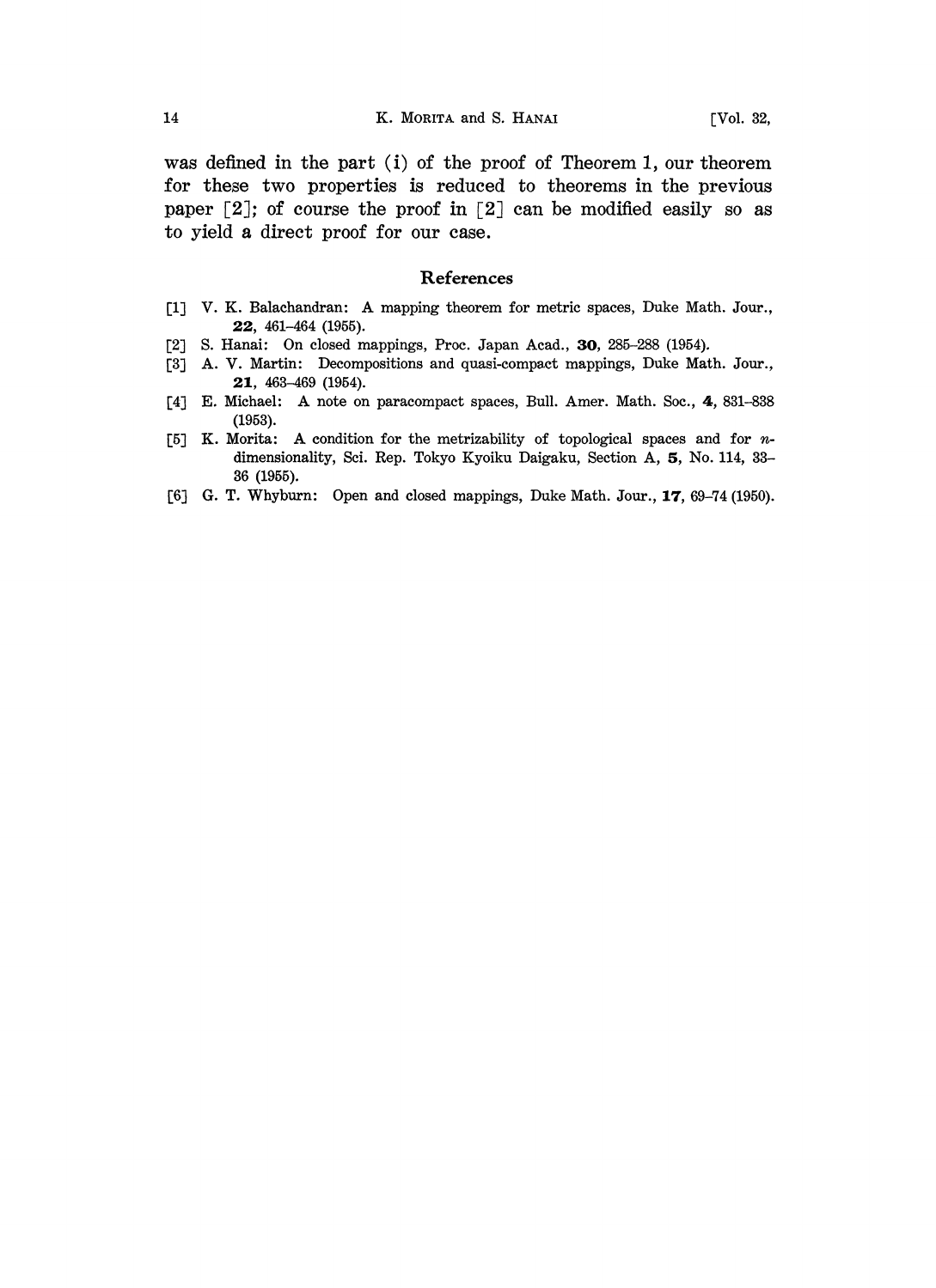was defined in the part (i) of the proof of Theorem 1, our theorem for these two properties is reduced to theorems in the previous paper [2]; of course the proof in [2] can be modified easily so as to yield a direct proof for our case.

## References

[1] V. K. Balachandran: A mapping theorem for metric spaces, Duke Math. Jour., **22**, 461–464 (1955).

[2] S. Hanai: On closed mappings, Proc. Japan Acad., **30**, 285–288 (1954).

[3] A. V. Martin: Decompositions and quasi-compact mappings, Duke Math. Jour., **21**, 463–469 (1954).

[4] E. Michael: A note on paracompact spaces, Bull. Amer. Math. Soc., **4**, 831–838 (1953).

[5] K. Morita: A condition for the metrizability of topological spaces and for $n$-dimensionality, Sci. Rep. Tokyo Kyoiku Daigaku, Section A, **5**, No. 114, 33–36 (1955).

[6] G. T. Whyburn: Open and closed mappings, Duke Math. Jour., **17**, 69–74 (1950).